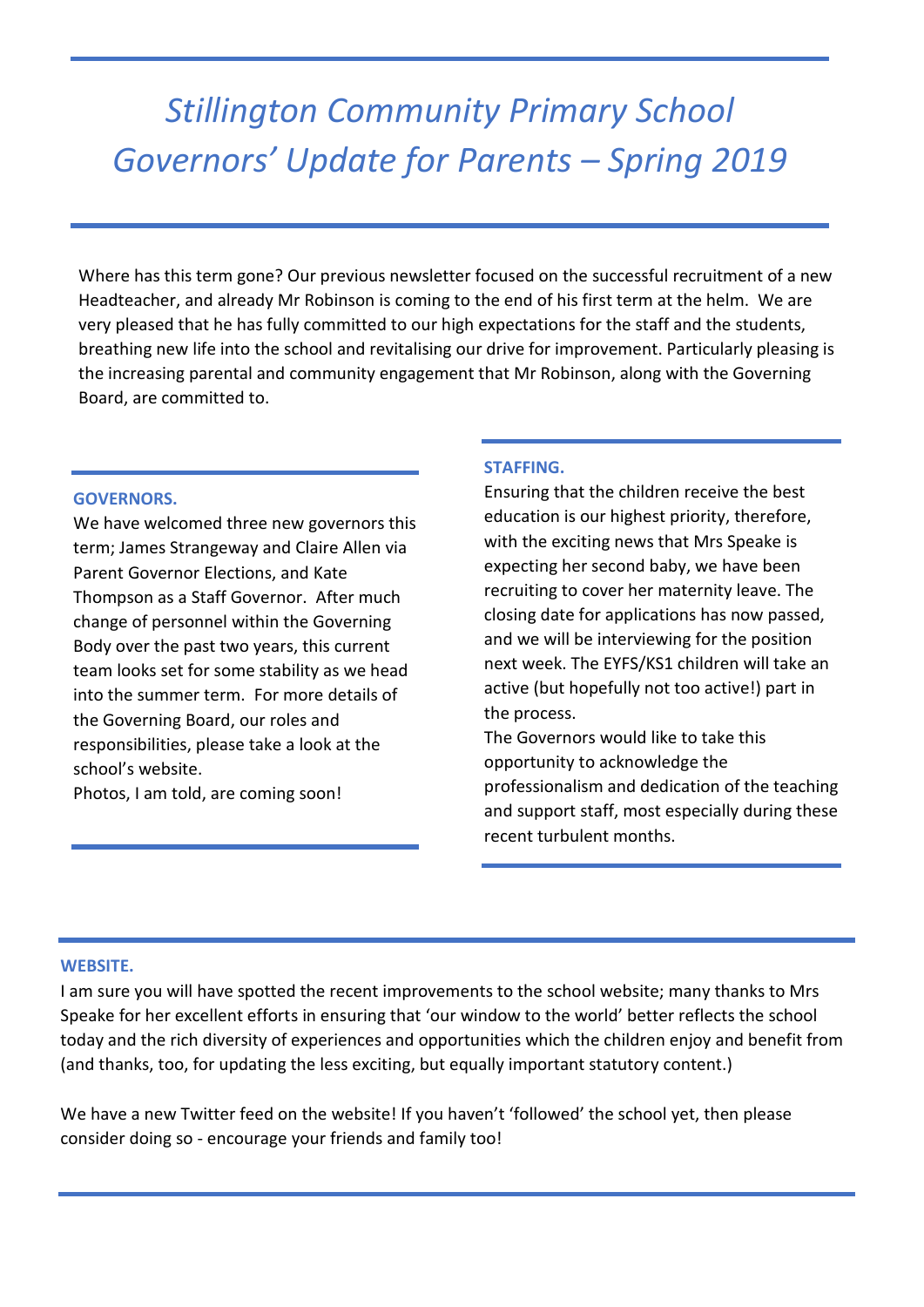# *Stillington Community Primary School Governors' Update for Parents – Spring 2019*

Where has this term gone? Our previous newsletter focused on the successful recruitment of a new Headteacher, and already Mr Robinson is coming to the end of his first term at the helm. We are very pleased that he has fully committed to our high expectations for the staff and the students, breathing new life into the school and revitalising our drive for improvement. Particularly pleasing is the increasing parental and community engagement that Mr Robinson, along with the Governing Board, are committed to.

## GOVERNORS.

We have welcomed three new governors this term; James Strangeway and Claire Allen via Parent Governor Elections, and Kate Thompson as a Staff Governor. After much change of personnel within the Governing Body over the past two years, this current team looks set for some stability as we head into the summer term. For more details of the Governing Board, our roles and responsibilities, please take a look at the school's website.

Photos, I am told, are coming soon!

## STAFFING.

Ensuring that the children receive the best education is our highest priority, therefore, with the exciting news that Mrs Speake is expecting her second baby, we have been recruiting to cover her maternity leave. The closing date for applications has now passed, and we will be interviewing for the position next week. The EYFS/KS1 children will take an active (but hopefully not too active!) part in the process.

The Governors would like to take this opportunity to acknowledge the professionalism and dedication of the teaching and support staff, most especially during these recent turbulent months.

## WEBSITE.

I am sure you will have spotted the recent improvements to the school website; many thanks to Mrs Speake for her excellent efforts in ensuring that 'our window to the world' better reflects the school today and the rich diversity of experiences and opportunities which the children enjoy and benefit from (and thanks, too, for updating the less exciting, but equally important statutory content.)

We have a new Twitter feed on the website! If you haven't 'followed' the school yet, then please consider doing so - encourage your friends and family too!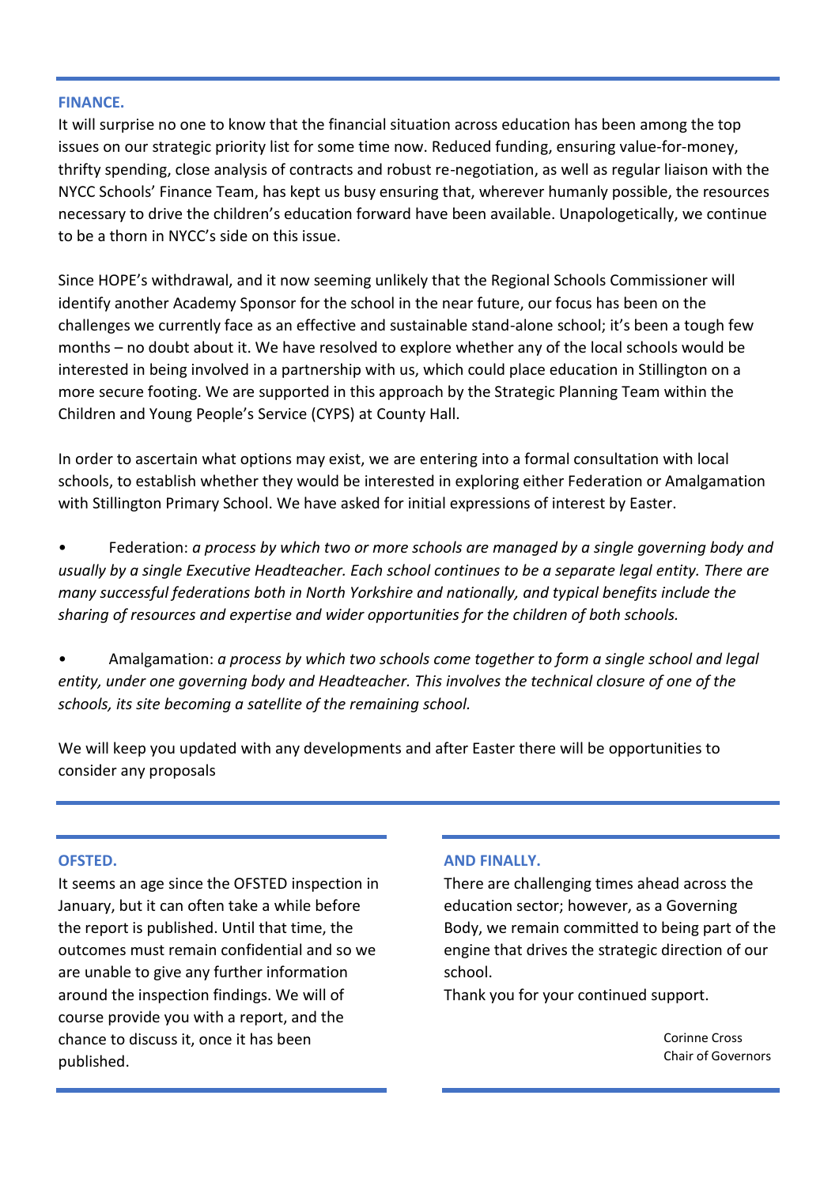## FINANCE.

It will surprise no one to know that the financial situation across education has been among the top issues on our strategic priority list for some time now. Reduced funding, ensuring value-for-money, thrifty spending, close analysis of contracts and robust re-negotiation, as well as regular liaison with the NYCC Schools' Finance Team, has kept us busy ensuring that, wherever humanly possible, the resources necessary to drive the children's education forward have been available. Unapologetically, we continue to be a thorn in NYCC's side on this issue.

Since HOPE's withdrawal, and it now seeming unlikely that the Regional Schools Commissioner will identify another Academy Sponsor for the school in the near future, our focus has been on the challenges we currently face as an effective and sustainable stand-alone school; it's been a tough few months – no doubt about it. We have resolved to explore whether any of the local schools would be interested in being involved in a partnership with us, which could place education in Stillington on a more secure footing. We are supported in this approach by the Strategic Planning Team within the Children and Young People's Service (CYPS) at County Hall.

In order to ascertain what options may exist, we are entering into a formal consultation with local schools, to establish whether they would be interested in exploring either Federation or Amalgamation with Stillington Primary School. We have asked for initial expressions of interest by Easter.

- Federation: *a process by which two or more schools are managed by a single governing body and usually by a single Executive Headteacher. Each school continues to be a separate legal entity. There are many successful federations both in North Yorkshire and nationally, and typical benefits include the sharing of resources and expertise and wider opportunities for the children of both schools.*

- Amalgamation: *a process by which two schools come together to form a single school and legal entity, under one governing body and Headteacher. This involves the technical closure of one of the schools, its site becoming a satellite of the remaining school.*

We will keep you updated with any developments and after Easter there will be opportunities to consider any proposals

## OFSTED.

It seems an age since the OFSTED inspection in January, but it can often take a while before the report is published. Until that time, the outcomes must remain confidential and so we are unable to give any further information around the inspection findings. We will of course provide you with a report, and the chance to discuss it, once it has been published.

## AND FINALLY.

There are challenging times ahead across the education sector; however, as a Governing Body, we remain committed to being part of the engine that drives the strategic direction of our school.

Thank you for your continued support.

Corinne Cross
Chair of Governors